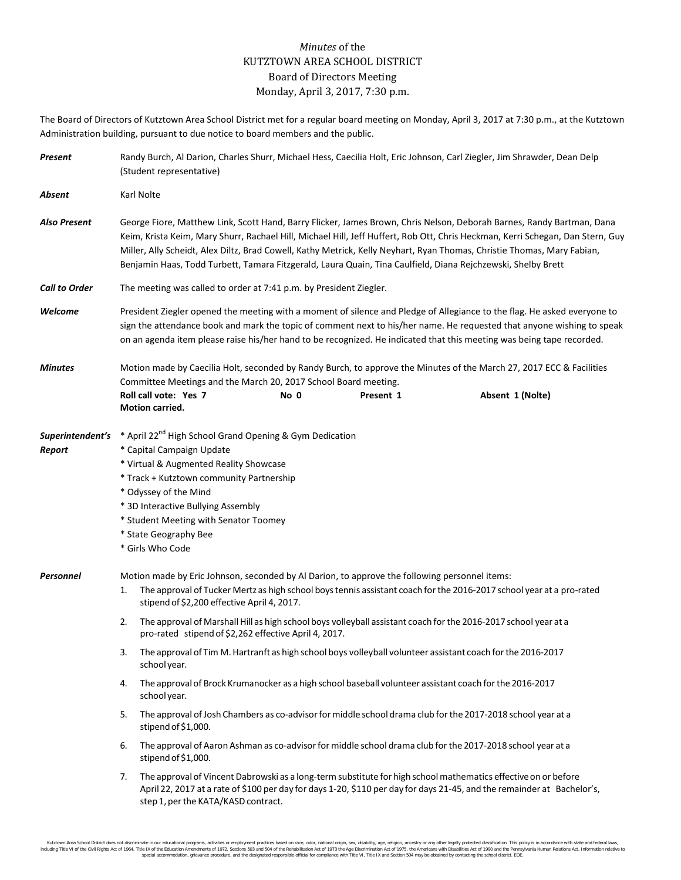*Minutes* of the
KUTZTOWN AREA SCHOOL DISTRICT
Board of Directors Meeting
Monday, April 3, 2017, 7:30 p.m.

The Board of Directors of Kutztown Area School District met for a regular board meeting on Monday, April 3, 2017 at 7:30 p.m., at the Kutztown Administration building, pursuant to due notice to board members and the public.

***Present*** Randy Burch, Al Darion, Charles Shurr, Michael Hess, Caecilia Holt, Eric Johnson, Carl Ziegler, Jim Shrawder, Dean Delp (Student representative)

***Absent*** Karl Nolte

***Also Present*** George Fiore, Matthew Link, Scott Hand, Barry Flicker, James Brown, Chris Nelson, Deborah Barnes, Randy Bartman, Dana Keim, Krista Keim, Mary Shurr, Rachael Hill, Michael Hill, Jeff Huffert, Rob Ott, Chris Heckman, Kerri Schegan, Dan Stern, Guy Miller, Ally Scheidt, Alex Diltz, Brad Cowell, Kathy Metrick, Kelly Neyhart, Ryan Thomas, Christie Thomas, Mary Fabian, Benjamin Haas, Todd Turbett, Tamara Fitzgerald, Laura Quain, Tina Caulfield, Diana Rejchzewski, Shelby Brett

***Call to Order*** The meeting was called to order at 7:41 p.m. by President Ziegler.

***Welcome*** President Ziegler opened the meeting with a moment of silence and Pledge of Allegiance to the flag. He asked everyone to sign the attendance book and mark the topic of comment next to his/her name. He requested that anyone wishing to speak on an agenda item please raise his/her hand to be recognized. He indicated that this meeting was being tape recorded.

***Minutes*** Motion made by Caecilia Holt, seconded by Randy Burch, to approve the Minutes of the March 27, 2017 ECC & Facilities Committee Meetings and the March 20, 2017 School Board meeting.
**Roll call vote: Yes 7 No 0 Present 1 Absent 1 (Nolte)**
**Motion carried.**

***Superintendent's Report***
* April 22nd High School Grand Opening & Gym Dedication
* Capital Campaign Update
* Virtual & Augmented Reality Showcase
* Track + Kutztown community Partnership
* Odyssey of the Mind
* 3D Interactive Bullying Assembly
* Student Meeting with Senator Toomey
* State Geography Bee
* Girls Who Code

***Personnel*** Motion made by Eric Johnson, seconded by Al Darion, to approve the following personnel items:

1. The approval of Tucker Mertz as high school boys tennis assistant coach for the 2016-2017 school year at a pro-rated stipend of $2,200 effective April 4, 2017.
2. The approval of Marshall Hill as high school boys volleyball assistant coach for the 2016-2017 school year at a pro-rated stipend of $2,262 effective April 4, 2017.
3. The approval of Tim M. Hartranft as high school boys volleyball volunteer assistant coach for the 2016-2017 school year.
4. The approval of Brock Krumanocker as a high school baseball volunteer assistant coach for the 2016-2017 school year.
5. The approval of Josh Chambers as co-advisor for middle school drama club for the 2017-2018 school year at a stipend of $1,000.
6. The approval of Aaron Ashman as co-advisor for middle school drama club for the 2017-2018 school year at a stipend of $1,000.
7. The approval of Vincent Dabrowski as a long-term substitute for high school mathematics effective on or before April 22, 2017 at a rate of $100 per day for days 1-20, $110 per day for days 21-45, and the remainder at Bachelor's, step 1, per the KATA/KASD contract.

Kutztown Area School District does not discriminate in our educational programs, activities or employment practices based on race, color, national origin, sex, disability, age, religion, ancestry or any other legally protected classification. This policy is in accordance with state and federal laws, including Title VI of the Civil Rights Act of 1964, Title IX of the Education Amendments of 1972, Sections 503 and 504 of the Rehabilitation Act of 1973 the Age Discrimination Act of 1975, the Americans with Disabilities Act of 1990 and the Pennsylvania Human Relations Act. Information relative to special accommodation, grievance procedure, and the designated responsible official for compliance with Title VI, Title IX and Section 504 may be obtained by contacting the school district. EOE.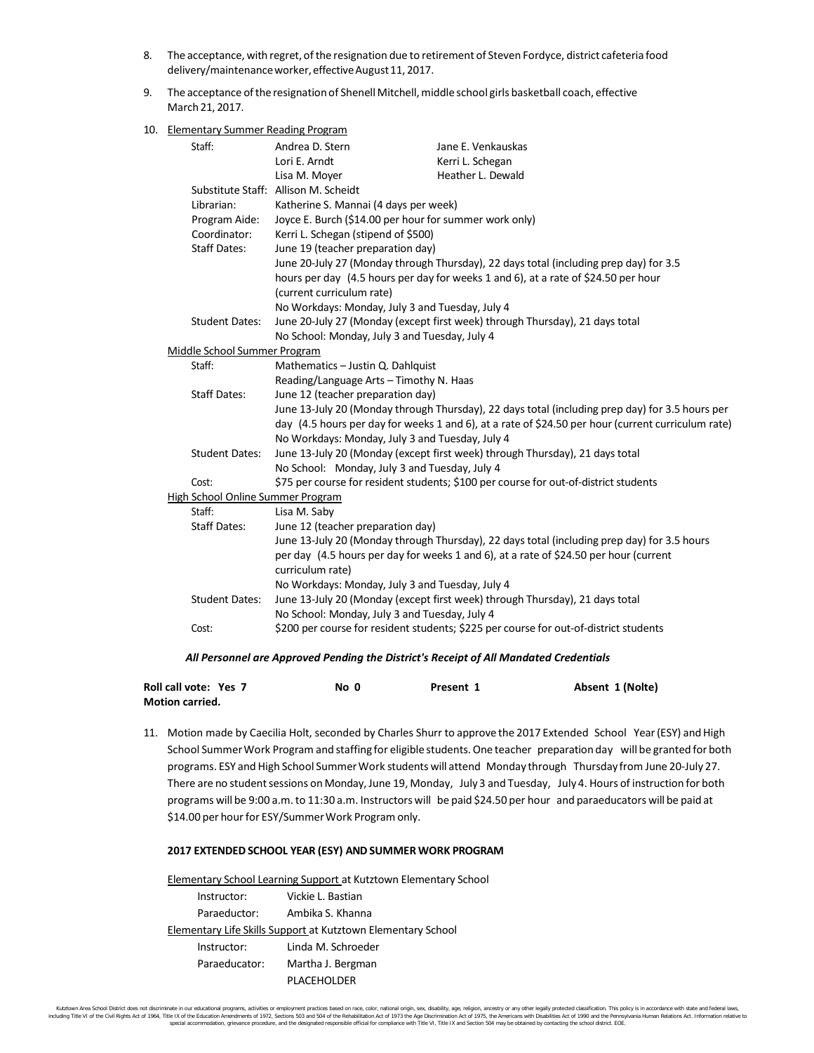8. The acceptance, with regret, of the resignation due to retirement of Steven Fordyce, district cafeteria food delivery/maintenance worker, effective August 11, 2017.

9. The acceptance of the resignation of Shenell Mitchell, middle school girls basketball coach, effective March 21, 2017.

10. Elementary Summer Reading Program

| | | |
|---|---|---|
| Staff: | Andrea D. Stern | Jane E. Venkauskas |
| | Lori E. Arndt | Kerri L. Schegan |
| | Lisa M. Moyer | Heather L. Dewald |
| Substitute Staff: | Allison M. Scheidt | |
| Librarian: | Katherine S. Mannai (4 days per week) | |
| Program Aide: | Joyce E. Burch ($14.00 per hour for summer work only) | |
| Coordinator: | Kerri L. Schegan (stipend of $500) | |
| Staff Dates: | June 19 (teacher preparation day) June 20-July 27 (Monday through Thursday), 22 days total (including prep day) for 3.5 hours per day (4.5 hours per day for weeks 1 and 6), at a rate of $24.50 per hour (current curriculum rate) No Workdays: Monday, July 3 and Tuesday, July 4 | |
| Student Dates: | June 20-July 27 (Monday (except first week) through Thursday), 21 days total No School: Monday, July 3 and Tuesday, July 4 | |

Middle School Summer Program

| | |
|---|---|
| Staff: | Mathematics – Justin Q. Dahlquist Reading/Language Arts – Timothy N. Haas |
| Staff Dates: | June 12 (teacher preparation day) June 13-July 20 (Monday through Thursday), 22 days total (including prep day) for 3.5 hours per day (4.5 hours per day for weeks 1 and 6), at a rate of $24.50 per hour (current curriculum rate) No Workdays: Monday, July 3 and Tuesday, July 4 |
| Student Dates: | June 13-July 20 (Monday (except first week) through Thursday), 21 days total No School: Monday, July 3 and Tuesday, July 4 |
| Cost: | $75 per course for resident students; $100 per course for out-of-district students |

High School Online Summer Program

| | |
|---|---|
| Staff: | Lisa M. Saby |
| Staff Dates: | June 12 (teacher preparation day) June 13-July 20 (Monday through Thursday), 22 days total (including prep day) for 3.5 hours per day (4.5 hours per day for weeks 1 and 6), at a rate of $24.50 per hour (current curriculum rate) No Workdays: Monday, July 3 and Tuesday, July 4 |
| Student Dates: | June 13-July 20 (Monday (except first week) through Thursday), 21 days total No School: Monday, July 3 and Tuesday, July 4 |
| Cost: | $200 per course for resident students; $225 per course for out-of-district students |

***All Personnel are Approved Pending the District's Receipt of All Mandated Credentials***

**Roll call vote: Yes 7 No 0 Present 1 Absent 1 (Nolte)**
**Motion carried.**

11. Motion made by Caecilia Holt, seconded by Charles Shurr to approve the 2017 Extended School Year (ESY) and High School Summer Work Program and staffing for eligible students. One teacher preparation day will be granted for both programs. ESY and High School Summer Work students will attend Monday through Thursday from June 20-July 27. There are no student sessions on Monday, June 19, Monday, July 3 and Tuesday, July 4. Hours of instruction for both programs will be 9:00 a.m. to 11:30 a.m. Instructors will be paid $24.50 per hour and paraeducators will be paid at $14.00 per hour for ESY/Summer Work Program only.

**2017 EXTENDED SCHOOL YEAR (ESY) AND SUMMER WORK PROGRAM**

Elementary School Learning Support at Kutztown Elementary School

| | |
|---|---|
| Instructor: | Vickie L. Bastian |
| Paraeductor: | Ambika S. Khanna |

Elementary Life Skills Support at Kutztown Elementary School

| | |
|---|---|
| Instructor: | Linda M. Schroeder |
| Paraeducator: | Martha J. Bergman |
| | PLACEHOLDER |

Kutztown Area School District does not discriminate in our educational programs, activities or employment practices based on race, color, national origin, sex, disability, age, religion, ancestry or any other legally protected classification. This policy is in accordance with state and federal laws, including Title VI of the Civil Rights Act of 1964, Title IX of the Education Amendments of 1972, Sections 503 and 504 of the Rehabilitation Act of 1973 the Age Discrimination Act of 1975, the Americans with Disabilities Act of 1990 and the Pennsylvania Human Relations Act. Information relative to special accommodation, grievance procedure, and the designated responsible official for compliance with Title VI, Title IX and Section 504 may be obtained by contacting the school district. EOE.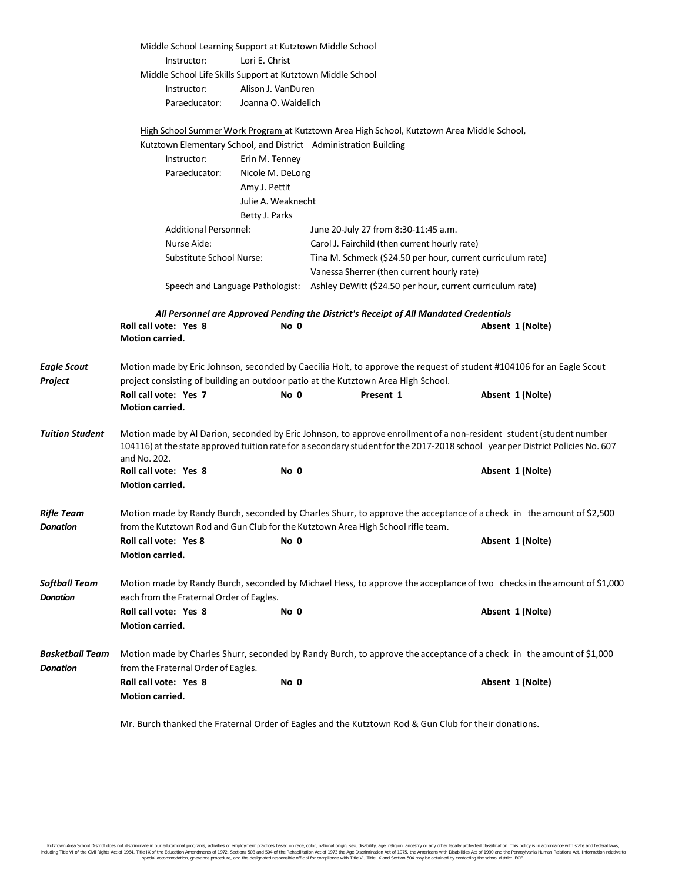<u>Middle School Learning Support</u> at Kutztown Middle School

Instructor: Lori E. Christ

<u>Middle School Life Skills Support</u> at Kutztown Middle School

Instructor: Alison J. VanDuren

Paraeducator: Joanna O. Waidelich

<u>High School Summer Work Program</u> at Kutztown Area High School, Kutztown Area Middle School, Kutztown Elementary School, and District Administration Building

Instructor: Erin M. Tenney

Paraeducator: Nicole M. DeLong
Amy J. Pettit
Julie A. Weaknecht
Betty J. Parks

| <u>Additional Personnel:</u> | June 20-July 27 from 8:30-11:45 a.m. |
|---|---|
| Nurse Aide: | Carol J. Fairchild (then current hourly rate) |
| Substitute School Nurse: | Tina M. Schmeck ($24.50 per hour, current curriculum rate) |
| | Vanessa Sherrer (then current hourly rate) |
| Speech and Language Pathologist: | Ashley DeWitt ($24.50 per hour, current curriculum rate) |

***All Personnel are Approved Pending the District's Receipt of All Mandated Credentials***

**Roll call vote: Yes 8 No 0 Absent 1 (Nolte)**
**Motion carried.**

***Eagle Scout Project***

Motion made by Eric Johnson, seconded by Caecilia Holt, to approve the request of student #104106 for an Eagle Scout project consisting of building an outdoor patio at the Kutztown Area High School.

**Roll call vote: Yes 7 No 0 Present 1 Absent 1 (Nolte)**
**Motion carried.**

***Tuition Student***

Motion made by Al Darion, seconded by Eric Johnson, to approve enrollment of a non-resident student (student number 104116) at the state approved tuition rate for a secondary student for the 2017-2018 school year per District Policies No. 607 and No. 202.

**Roll call vote: Yes 8 No 0 Absent 1 (Nolte)**
**Motion carried.**

***Rifle Team Donation***

Motion made by Randy Burch, seconded by Charles Shurr, to approve the acceptance of a check in the amount of $2,500 from the Kutztown Rod and Gun Club for the Kutztown Area High School rifle team.

**Roll call vote: Yes 8 No 0 Absent 1 (Nolte)**
**Motion carried.**

***Softball Team Donation***

Motion made by Randy Burch, seconded by Michael Hess, to approve the acceptance of two checks in the amount of $1,000 each from the Fraternal Order of Eagles.

**Roll call vote: Yes 8 No 0 Absent 1 (Nolte)**
**Motion carried.**

***Basketball Team Donation***

Motion made by Charles Shurr, seconded by Randy Burch, to approve the acceptance of a check in the amount of $1,000 from the Fraternal Order of Eagles.

**Roll call vote: Yes 8 No 0 Absent 1 (Nolte)**
**Motion carried.**

Mr. Burch thanked the Fraternal Order of Eagles and the Kutztown Rod & Gun Club for their donations.

Kutztown Area School District does not discriminate in our educational programs, activities or employment practices based on race, color, national origin, sex, disability, age, religion, ancestry or any other legally protected classification. This policy is in accordance with state and federal laws, including Title VI of the Civil Rights Act of 1964, Title IX of the Education Amendments of 1972, Sections 503 and 504 of the Rehabilitation Act of 1973 the Age Discrimination Act of 1975, the Americans with Disabilities Act of 1990 and the Pennsylvania Human Relations Act. Information relative to special accommodation, grievance procedure, and the designated responsible official for compliance with Title VI, Title IX and Section 504 may be obtained by contacting the school district. EOE.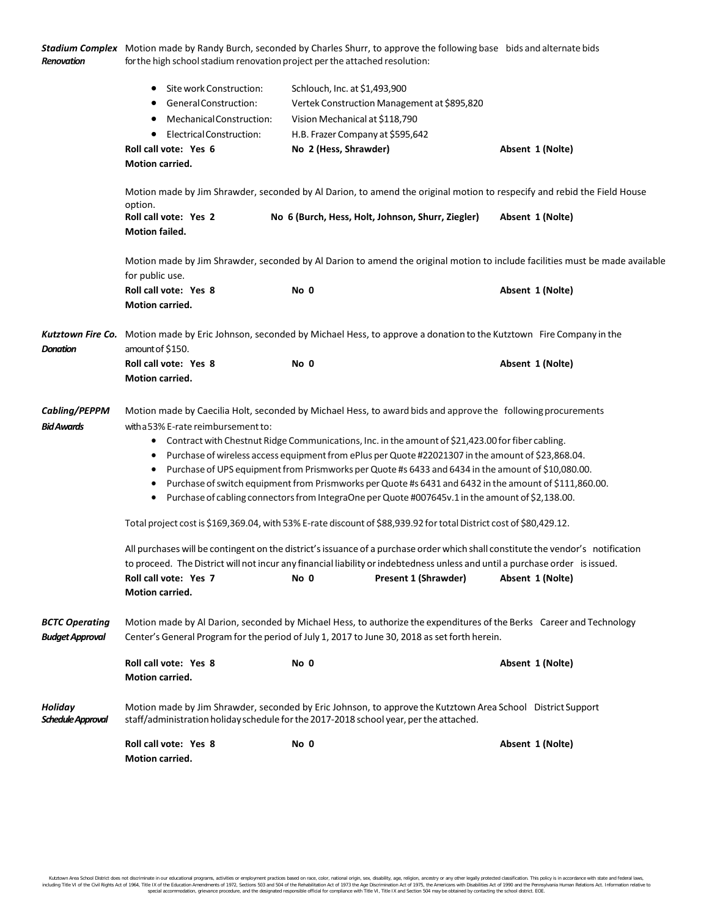***Stadium Complex Renovation***

Motion made by Randy Burch, seconded by Charles Shurr, to approve the following base bids and alternate bids for the high school stadium renovation project per the attached resolution:

- Site work Construction: Schlouch, Inc. at $1,493,900
- General Construction: Vertek Construction Management at $895,820
- Mechanical Construction: Vision Mechanical at $118,790
- Electrical Construction: H.B. Frazer Company at $595,642

**Roll call vote: Yes 6** **No 2 (Hess, Shrawder)** **Absent 1 (Nolte)**
**Motion carried.**

Motion made by Jim Shrawder, seconded by Al Darion, to amend the original motion to respecify and rebid the Field House option.
**Roll call vote: Yes 2** **No 6 (Burch, Hess, Holt, Johnson, Shurr, Ziegler)** **Absent 1 (Nolte)**
**Motion failed.**

Motion made by Jim Shrawder, seconded by Al Darion to amend the original motion to include facilities must be made available for public use.
**Roll call vote: Yes 8** **No 0** **Absent 1 (Nolte)**
**Motion carried.**

***Kutztown Fire Co. Donation***

Motion made by Eric Johnson, seconded by Michael Hess, to approve a donation to the Kutztown Fire Company in the amount of $150.
**Roll call vote: Yes 8** **No 0** **Absent 1 (Nolte)**
**Motion carried.**

***Cabling/PEPPM Bid Awards***

Motion made by Caecilia Holt, seconded by Michael Hess, to award bids and approve the following procurements with a 53% E-rate reimbursement to:

- Contract with Chestnut Ridge Communications, Inc. in the amount of $21,423.00 for fiber cabling.
- Purchase of wireless access equipment from ePlus per Quote #22021307 in the amount of $23,868.04.
- Purchase of UPS equipment from Prismworks per Quote #s 6433 and 6434 in the amount of $10,080.00.
- Purchase of switch equipment from Prismworks per Quote #s 6431 and 6432 in the amount of $111,860.00.
- Purchase of cabling connectors from IntegraOne per Quote #007645v.1 in the amount of $2,138.00.

Total project cost is $169,369.04, with 53% E-rate discount of $88,939.92 for total District cost of $80,429.12.

All purchases will be contingent on the district's issuance of a purchase order which shall constitute the vendor's notification to proceed. The District will not incur any financial liability or indebtedness unless and until a purchase order is issued.
**Roll call vote: Yes 7** **No 0** **Present 1 (Shrawder)** **Absent 1 (Nolte)**
**Motion carried.**

***BCTC Operating Budget Approval***

Motion made by Al Darion, seconded by Michael Hess, to authorize the expenditures of the Berks Career and Technology Center's General Program for the period of July 1, 2017 to June 30, 2018 as set forth herein.

**Roll call vote: Yes 8** **No 0** **Absent 1 (Nolte)**
**Motion carried.**

***Holiday Schedule Approval***

Motion made by Jim Shrawder, seconded by Eric Johnson, to approve the Kutztown Area School District Support staff/administration holiday schedule for the 2017-2018 school year, per the attached.

**Roll call vote: Yes 8** **No 0** **Absent 1 (Nolte)**
**Motion carried.**

Kutztown Area School District does not discriminate in our educational programs, activities or employment practices based on race, color, national origin, sex, disability, age, religion, ancestry or any other legally protected classification. This policy is in accordance with state and federal laws, including Title VI of the Civil Rights Act of 1964, Title IX of the Education Amendments of 1972, Sections 503 and 504 of the Rehabilitation Act of 1973 the Age Discrimination Act of 1975, the Americans with Disabilities Act of 1990 and the Pennsylvania Human Relations Act. Information relative to special accommodation, grievance procedure, and the designated responsible official for compliance with Title VI, Title IX and Section 504 may be obtained by contacting the school district. EOE.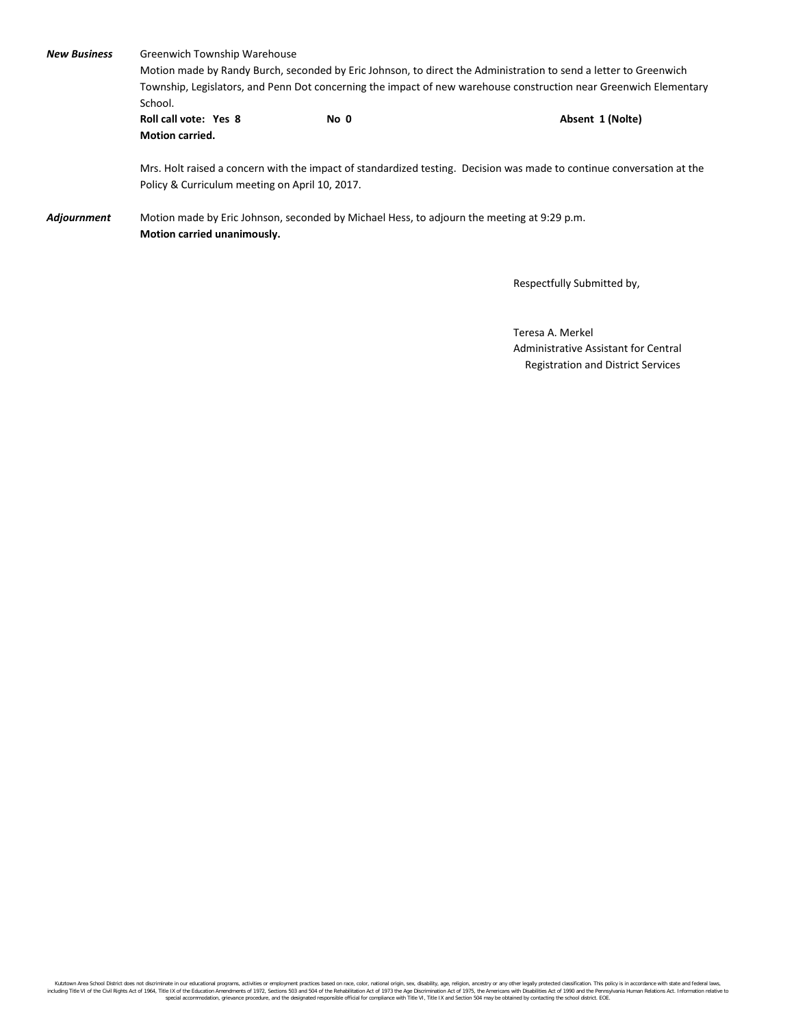***New Business*** Greenwich Township Warehouse

Motion made by Randy Burch, seconded by Eric Johnson, to direct the Administration to send a letter to Greenwich Township, Legislators, and Penn Dot concerning the impact of new warehouse construction near Greenwich Elementary School.

**Roll call vote: Yes 8** **No 0** **Absent 1 (Nolte)**

**Motion carried.**

Mrs. Holt raised a concern with the impact of standardized testing. Decision was made to continue conversation at the Policy & Curriculum meeting on April 10, 2017.

***Adjournment*** Motion made by Eric Johnson, seconded by Michael Hess, to adjourn the meeting at 9:29 p.m.

**Motion carried unanimously.**

Respectfully Submitted by,

Teresa A. Merkel
Administrative Assistant for Central Registration and District Services

Kutztown Area School District does not discriminate in our educational programs, activities or employment practices based on race, color, national origin, sex, disability, age, religion, ancestry or any other legally protected classification. This policy is in accordance with state and federal laws, including Title VI of the Civil Rights Act of 1964, Title IX of the Education Amendments of 1972, Sections 503 and 504 of the Rehabilitation Act of 1973 the Age Discrimination Act of 1975, the Americans with Disabilities Act of 1990 and the Pennsylvania Human Relations Act. Information relative to special accommodation, grievance procedure, and the designated responsible official for compliance with Title VI, Title IX and Section 504 may be obtained by contacting the school district. EOE.